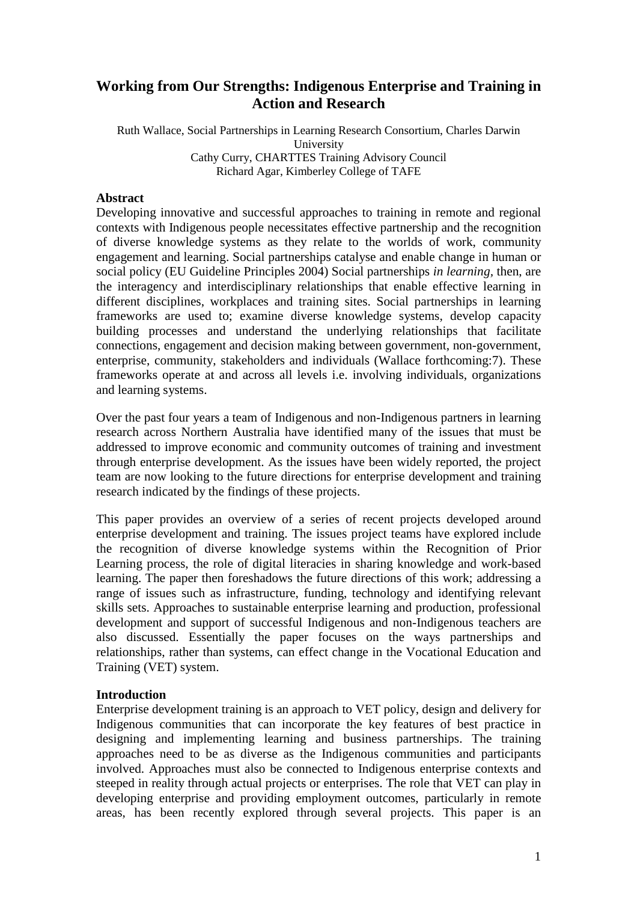# Working from Our Strengths: Indigenous Enterprise and Training in Action and Research

Ruth Wallace, Social Partnerships in Learning Research Consortium, Charles Darwin University
Cathy Curry, CHARTTES Training Advisory Council
Richard Agar, Kimberley College of TAFE

## Abstract

Developing innovative and successful approaches to training in remote and regional contexts with Indigenous people necessitates effective partnership and the recognition of diverse knowledge systems as they relate to the worlds of work, community engagement and learning. Social partnerships catalyse and enable change in human or social policy (EU Guideline Principles 2004) Social partnerships *in learning*, then, are the interagency and interdisciplinary relationships that enable effective learning in different disciplines, workplaces and training sites. Social partnerships in learning frameworks are used to; examine diverse knowledge systems, develop capacity building processes and understand the underlying relationships that facilitate connections, engagement and decision making between government, non-government, enterprise, community, stakeholders and individuals (Wallace forthcoming:7). These frameworks operate at and across all levels i.e. involving individuals, organizations and learning systems.

Over the past four years a team of Indigenous and non-Indigenous partners in learning research across Northern Australia have identified many of the issues that must be addressed to improve economic and community outcomes of training and investment through enterprise development. As the issues have been widely reported, the project team are now looking to the future directions for enterprise development and training research indicated by the findings of these projects.

This paper provides an overview of a series of recent projects developed around enterprise development and training. The issues project teams have explored include the recognition of diverse knowledge systems within the Recognition of Prior Learning process, the role of digital literacies in sharing knowledge and work-based learning. The paper then foreshadows the future directions of this work; addressing a range of issues such as infrastructure, funding, technology and identifying relevant skills sets. Approaches to sustainable enterprise learning and production, professional development and support of successful Indigenous and non-Indigenous teachers are also discussed. Essentially the paper focuses on the ways partnerships and relationships, rather than systems, can effect change in the Vocational Education and Training (VET) system.

## Introduction

Enterprise development training is an approach to VET policy, design and delivery for Indigenous communities that can incorporate the key features of best practice in designing and implementing learning and business partnerships. The training approaches need to be as diverse as the Indigenous communities and participants involved. Approaches must also be connected to Indigenous enterprise contexts and steeped in reality through actual projects or enterprises. The role that VET can play in developing enterprise and providing employment outcomes, particularly in remote areas, has been recently explored through several projects. This paper is an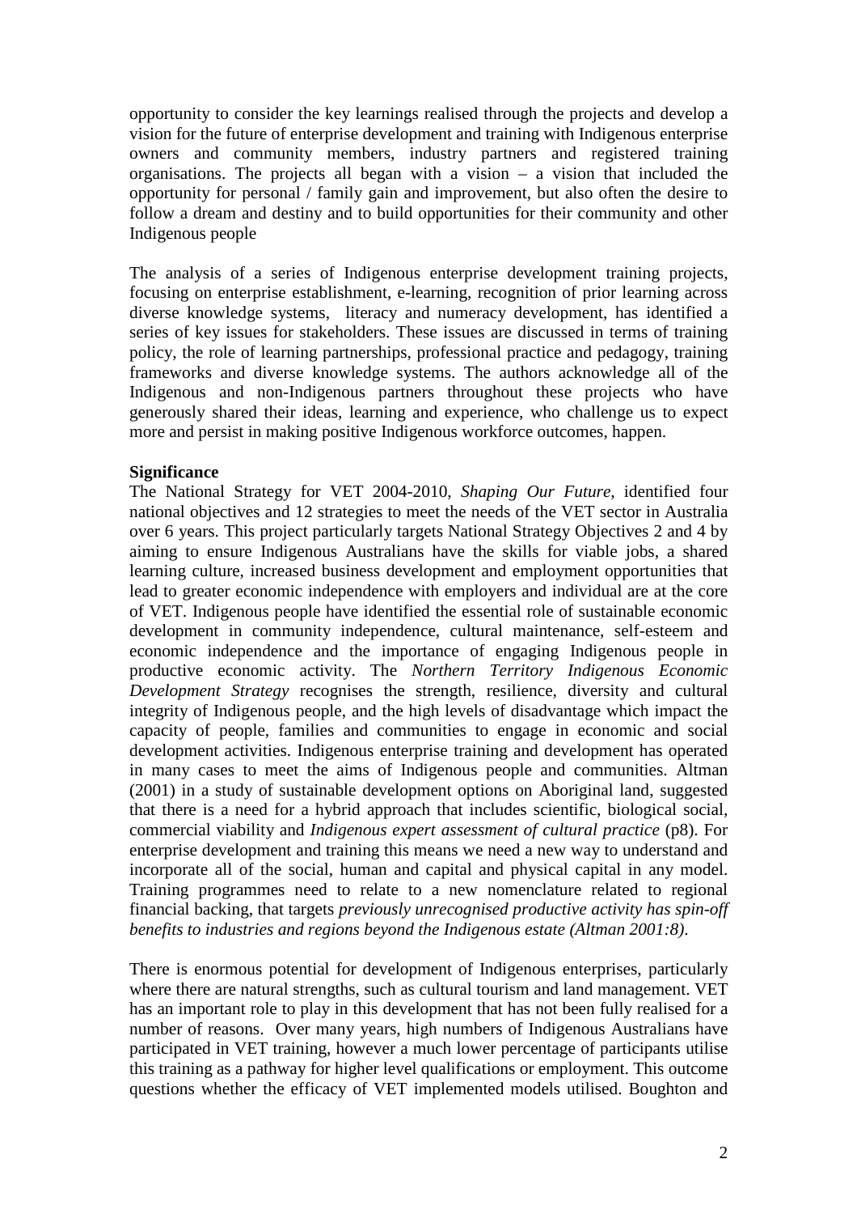opportunity to consider the key learnings realised through the projects and develop a vision for the future of enterprise development and training with Indigenous enterprise owners and community members, industry partners and registered training organisations. The projects all began with a vision – a vision that included the opportunity for personal / family gain and improvement, but also often the desire to follow a dream and destiny and to build opportunities for their community and other Indigenous people

The analysis of a series of Indigenous enterprise development training projects, focusing on enterprise establishment, e-learning, recognition of prior learning across diverse knowledge systems, literacy and numeracy development, has identified a series of key issues for stakeholders. These issues are discussed in terms of training policy, the role of learning partnerships, professional practice and pedagogy, training frameworks and diverse knowledge systems. The authors acknowledge all of the Indigenous and non-Indigenous partners throughout these projects who have generously shared their ideas, learning and experience, who challenge us to expect more and persist in making positive Indigenous workforce outcomes, happen.

**Significance**

The National Strategy for VET 2004-2010, *Shaping Our Future*, identified four national objectives and 12 strategies to meet the needs of the VET sector in Australia over 6 years. This project particularly targets National Strategy Objectives 2 and 4 by aiming to ensure Indigenous Australians have the skills for viable jobs, a shared learning culture, increased business development and employment opportunities that lead to greater economic independence with employers and individual are at the core of VET. Indigenous people have identified the essential role of sustainable economic development in community independence, cultural maintenance, self-esteem and economic independence and the importance of engaging Indigenous people in productive economic activity. The *Northern Territory Indigenous Economic Development Strategy* recognises the strength, resilience, diversity and cultural integrity of Indigenous people, and the high levels of disadvantage which impact the capacity of people, families and communities to engage in economic and social development activities. Indigenous enterprise training and development has operated in many cases to meet the aims of Indigenous people and communities. Altman (2001) in a study of sustainable development options on Aboriginal land, suggested that there is a need for a hybrid approach that includes scientific, biological social, commercial viability and *Indigenous expert assessment of cultural practice* (p8). For enterprise development and training this means we need a new way to understand and incorporate all of the social, human and capital and physical capital in any model. Training programmes need to relate to a new nomenclature related to regional financial backing, that targets *previously unrecognised productive activity has spin-off benefits to industries and regions beyond the Indigenous estate (Altman 2001:8)*.

There is enormous potential for development of Indigenous enterprises, particularly where there are natural strengths, such as cultural tourism and land management. VET has an important role to play in this development that has not been fully realised for a number of reasons. Over many years, high numbers of Indigenous Australians have participated in VET training, however a much lower percentage of participants utilise this training as a pathway for higher level qualifications or employment. This outcome questions whether the efficacy of VET implemented models utilised. Boughton and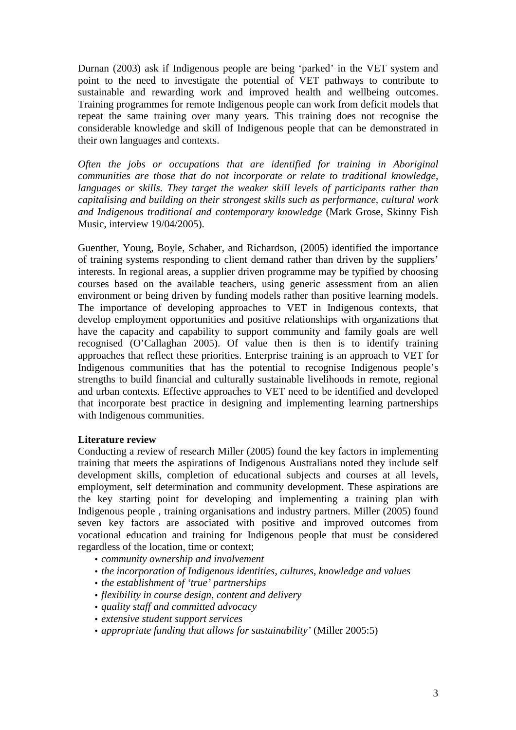Durnan (2003) ask if Indigenous people are being 'parked' in the VET system and point to the need to investigate the potential of VET pathways to contribute to sustainable and rewarding work and improved health and wellbeing outcomes. Training programmes for remote Indigenous people can work from deficit models that repeat the same training over many years. This training does not recognise the considerable knowledge and skill of Indigenous people that can be demonstrated in their own languages and contexts.

*Often the jobs or occupations that are identified for training in Aboriginal communities are those that do not incorporate or relate to traditional knowledge, languages or skills. They target the weaker skill levels of participants rather than capitalising and building on their strongest skills such as performance, cultural work and Indigenous traditional and contemporary knowledge* (Mark Grose, Skinny Fish Music, interview 19/04/2005).

Guenther, Young, Boyle, Schaber, and Richardson, (2005) identified the importance of training systems responding to client demand rather than driven by the suppliers' interests. In regional areas, a supplier driven programme may be typified by choosing courses based on the available teachers, using generic assessment from an alien environment or being driven by funding models rather than positive learning models. The importance of developing approaches to VET in Indigenous contexts, that develop employment opportunities and positive relationships with organizations that have the capacity and capability to support community and family goals are well recognised (O'Callaghan 2005). Of value then is then is to identify training approaches that reflect these priorities. Enterprise training is an approach to VET for Indigenous communities that has the potential to recognise Indigenous people's strengths to build financial and culturally sustainable livelihoods in remote, regional and urban contexts. Effective approaches to VET need to be identified and developed that incorporate best practice in designing and implementing learning partnerships with Indigenous communities.

**Literature review**

Conducting a review of research Miller (2005) found the key factors in implementing training that meets the aspirations of Indigenous Australians noted they include self development skills, completion of educational subjects and courses at all levels, employment, self determination and community development. These aspirations are the key starting point for developing and implementing a training plan with Indigenous people , training organisations and industry partners. Miller (2005) found seven key factors are associated with positive and improved outcomes from vocational education and training for Indigenous people that must be considered regardless of the location, time or context;

- *community ownership and involvement*
- *the incorporation of Indigenous identities, cultures, knowledge and values*
- *the establishment of 'true' partnerships*
- *flexibility in course design, content and delivery*
- *quality staff and committed advocacy*
- *extensive student support services*
- *appropriate funding that allows for sustainability'* (Miller 2005:5)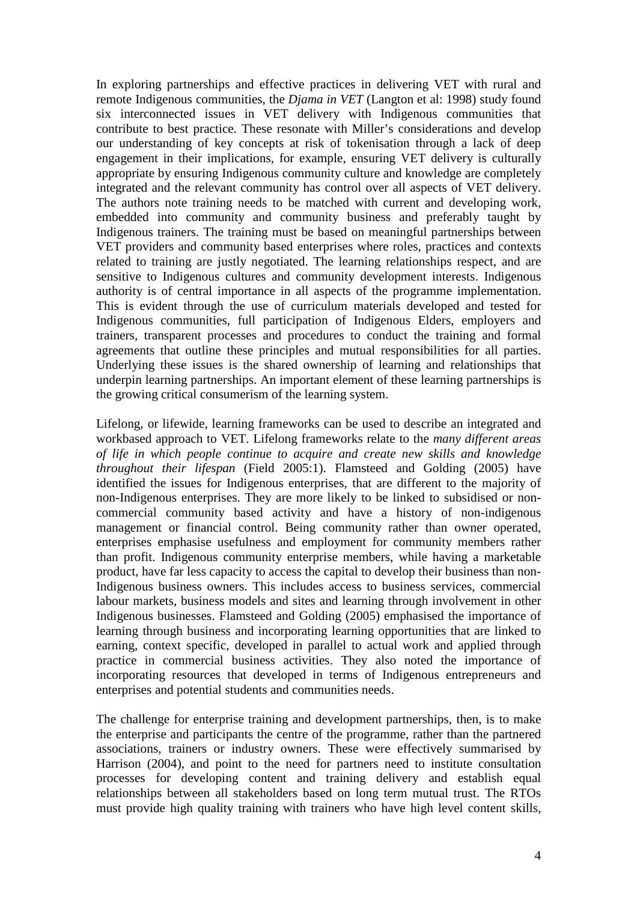In exploring partnerships and effective practices in delivering VET with rural and remote Indigenous communities, the *Djama in VET* (Langton et al: 1998) study found six interconnected issues in VET delivery with Indigenous communities that contribute to best practice. These resonate with Miller's considerations and develop our understanding of key concepts at risk of tokenisation through a lack of deep engagement in their implications, for example, ensuring VET delivery is culturally appropriate by ensuring Indigenous community culture and knowledge are completely integrated and the relevant community has control over all aspects of VET delivery. The authors note training needs to be matched with current and developing work, embedded into community and community business and preferably taught by Indigenous trainers. The training must be based on meaningful partnerships between VET providers and community based enterprises where roles, practices and contexts related to training are justly negotiated. The learning relationships respect, and are sensitive to Indigenous cultures and community development interests. Indigenous authority is of central importance in all aspects of the programme implementation. This is evident through the use of curriculum materials developed and tested for Indigenous communities, full participation of Indigenous Elders, employers and trainers, transparent processes and procedures to conduct the training and formal agreements that outline these principles and mutual responsibilities for all parties. Underlying these issues is the shared ownership of learning and relationships that underpin learning partnerships. An important element of these learning partnerships is the growing critical consumerism of the learning system.

Lifelong, or lifewide, learning frameworks can be used to describe an integrated and workbased approach to VET. Lifelong frameworks relate to the *many different areas of life in which people continue to acquire and create new skills and knowledge throughout their lifespan* (Field 2005:1). Flamsteed and Golding (2005) have identified the issues for Indigenous enterprises, that are different to the majority of non-Indigenous enterprises. They are more likely to be linked to subsidised or non-commercial community based activity and have a history of non-indigenous management or financial control. Being community rather than owner operated, enterprises emphasise usefulness and employment for community members rather than profit. Indigenous community enterprise members, while having a marketable product, have far less capacity to access the capital to develop their business than non-Indigenous business owners. This includes access to business services, commercial labour markets, business models and sites and learning through involvement in other Indigenous businesses. Flamsteed and Golding (2005) emphasised the importance of learning through business and incorporating learning opportunities that are linked to earning, context specific, developed in parallel to actual work and applied through practice in commercial business activities. They also noted the importance of incorporating resources that developed in terms of Indigenous entrepreneurs and enterprises and potential students and communities needs.

The challenge for enterprise training and development partnerships, then, is to make the enterprise and participants the centre of the programme, rather than the partnered associations, trainers or industry owners. These were effectively summarised by Harrison (2004), and point to the need for partners need to institute consultation processes for developing content and training delivery and establish equal relationships between all stakeholders based on long term mutual trust. The RTOs must provide high quality training with trainers who have high level content skills,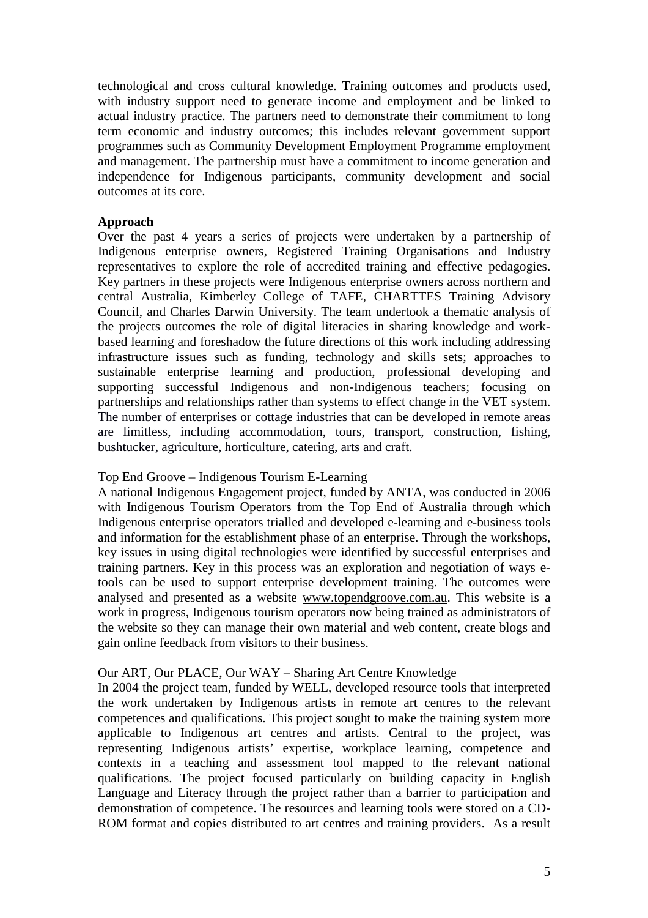technological and cross cultural knowledge. Training outcomes and products used, with industry support need to generate income and employment and be linked to actual industry practice. The partners need to demonstrate their commitment to long term economic and industry outcomes; this includes relevant government support programmes such as Community Development Employment Programme employment and management. The partnership must have a commitment to income generation and independence for Indigenous participants, community development and social outcomes at its core.

**Approach**

Over the past 4 years a series of projects were undertaken by a partnership of Indigenous enterprise owners, Registered Training Organisations and Industry representatives to explore the role of accredited training and effective pedagogies. Key partners in these projects were Indigenous enterprise owners across northern and central Australia, Kimberley College of TAFE, CHARTTES Training Advisory Council, and Charles Darwin University. The team undertook a thematic analysis of the projects outcomes the role of digital literacies in sharing knowledge and work-based learning and foreshadow the future directions of this work including addressing infrastructure issues such as funding, technology and skills sets; approaches to sustainable enterprise learning and production, professional developing and supporting successful Indigenous and non-Indigenous teachers; focusing on partnerships and relationships rather than systems to effect change in the VET system. The number of enterprises or cottage industries that can be developed in remote areas are limitless, including accommodation, tours, transport, construction, fishing, bushtucker, agriculture, horticulture, catering, arts and craft.

<u>Top End Groove – Indigenous Tourism E-Learning</u>

A national Indigenous Engagement project, funded by ANTA, was conducted in 2006 with Indigenous Tourism Operators from the Top End of Australia through which Indigenous enterprise operators trialled and developed e-learning and e-business tools and information for the establishment phase of an enterprise. Through the workshops, key issues in using digital technologies were identified by successful enterprises and training partners. Key in this process was an exploration and negotiation of ways e-tools can be used to support enterprise development training. The outcomes were analysed and presented as a website www.topendgroove.com.au. This website is a work in progress, Indigenous tourism operators now being trained as administrators of the website so they can manage their own material and web content, create blogs and gain online feedback from visitors to their business.

<u>Our ART, Our PLACE, Our WAY – Sharing Art Centre Knowledge</u>

In 2004 the project team, funded by WELL, developed resource tools that interpreted the work undertaken by Indigenous artists in remote art centres to the relevant competences and qualifications. This project sought to make the training system more applicable to Indigenous art centres and artists. Central to the project, was representing Indigenous artists' expertise, workplace learning, competence and contexts in a teaching and assessment tool mapped to the relevant national qualifications. The project focused particularly on building capacity in English Language and Literacy through the project rather than a barrier to participation and demonstration of competence. The resources and learning tools were stored on a CD-ROM format and copies distributed to art centres and training providers. As a result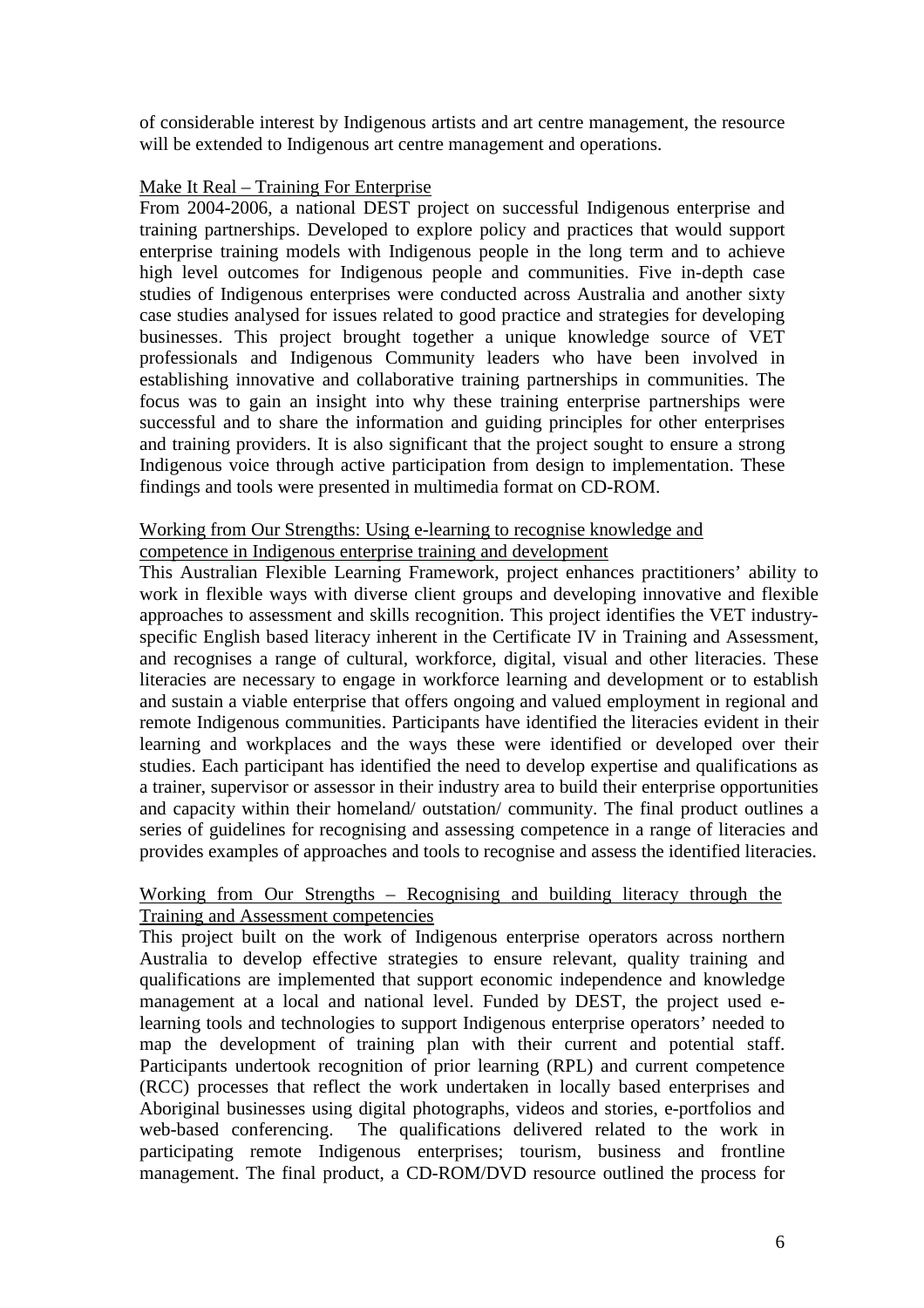of considerable interest by Indigenous artists and art centre management, the resource will be extended to Indigenous art centre management and operations.

<u>Make It Real – Training For Enterprise</u>

From 2004-2006, a national DEST project on successful Indigenous enterprise and training partnerships. Developed to explore policy and practices that would support enterprise training models with Indigenous people in the long term and to achieve high level outcomes for Indigenous people and communities. Five in-depth case studies of Indigenous enterprises were conducted across Australia and another sixty case studies analysed for issues related to good practice and strategies for developing businesses. This project brought together a unique knowledge source of VET professionals and Indigenous Community leaders who have been involved in establishing innovative and collaborative training partnerships in communities. The focus was to gain an insight into why these training enterprise partnerships were successful and to share the information and guiding principles for other enterprises and training providers. It is also significant that the project sought to ensure a strong Indigenous voice through active participation from design to implementation. These findings and tools were presented in multimedia format on CD-ROM.

<u>Working from Our Strengths: Using e-learning to recognise knowledge and competence in Indigenous enterprise training and development</u>

This Australian Flexible Learning Framework, project enhances practitioners' ability to work in flexible ways with diverse client groups and developing innovative and flexible approaches to assessment and skills recognition. This project identifies the VET industry-specific English based literacy inherent in the Certificate IV in Training and Assessment, and recognises a range of cultural, workforce, digital, visual and other literacies. These literacies are necessary to engage in workforce learning and development or to establish and sustain a viable enterprise that offers ongoing and valued employment in regional and remote Indigenous communities. Participants have identified the literacies evident in their learning and workplaces and the ways these were identified or developed over their studies. Each participant has identified the need to develop expertise and qualifications as a trainer, supervisor or assessor in their industry area to build their enterprise opportunities and capacity within their homeland/ outstation/ community. The final product outlines a series of guidelines for recognising and assessing competence in a range of literacies and provides examples of approaches and tools to recognise and assess the identified literacies.

<u>Working from Our Strengths – Recognising and building literacy through the Training and Assessment competencies</u>

This project built on the work of Indigenous enterprise operators across northern Australia to develop effective strategies to ensure relevant, quality training and qualifications are implemented that support economic independence and knowledge management at a local and national level. Funded by DEST, the project used e-learning tools and technologies to support Indigenous enterprise operators' needed to map the development of training plan with their current and potential staff. Participants undertook recognition of prior learning (RPL) and current competence (RCC) processes that reflect the work undertaken in locally based enterprises and Aboriginal businesses using digital photographs, videos and stories, e-portfolios and web-based conferencing. The qualifications delivered related to the work in participating remote Indigenous enterprises; tourism, business and frontline management. The final product, a CD-ROM/DVD resource outlined the process for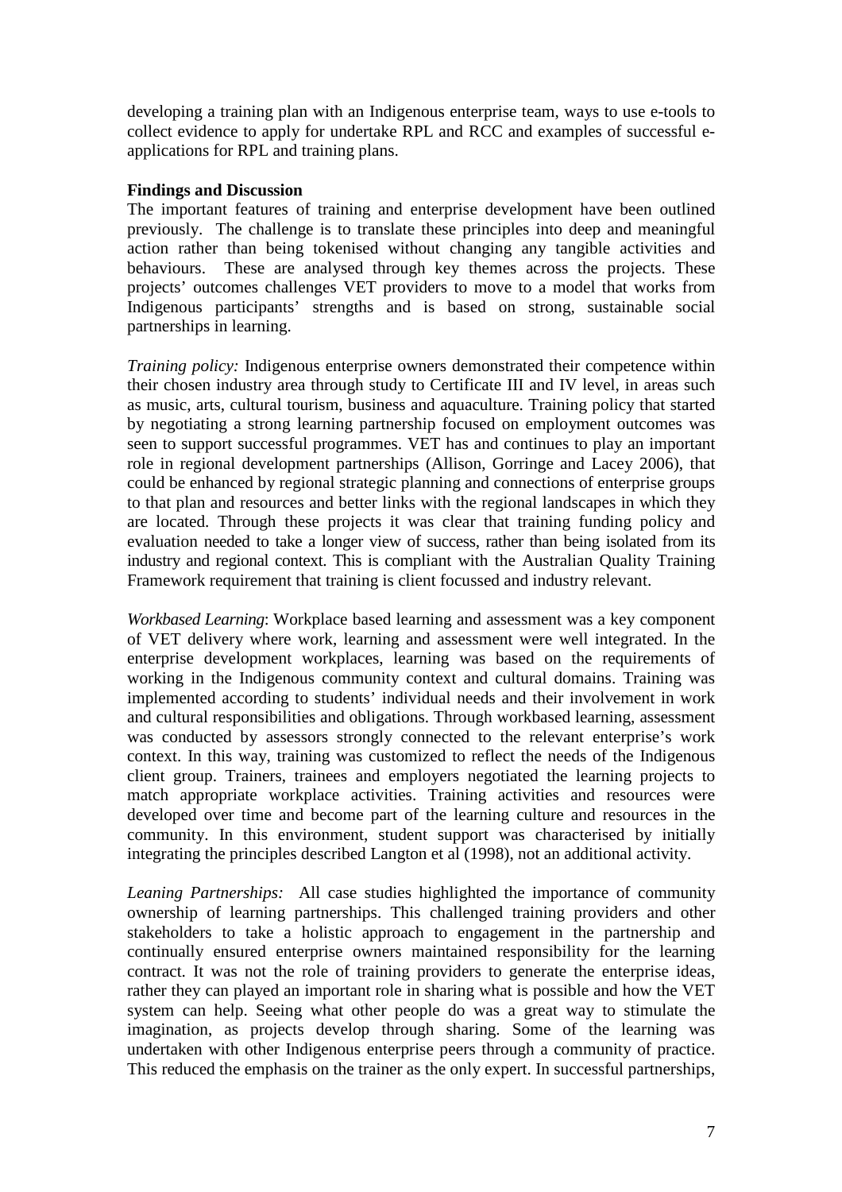developing a training plan with an Indigenous enterprise team, ways to use e-tools to collect evidence to apply for undertake RPL and RCC and examples of successful e-applications for RPL and training plans.

**Findings and Discussion**

The important features of training and enterprise development have been outlined previously. The challenge is to translate these principles into deep and meaningful action rather than being tokenised without changing any tangible activities and behaviours. These are analysed through key themes across the projects. These projects' outcomes challenges VET providers to move to a model that works from Indigenous participants' strengths and is based on strong, sustainable social partnerships in learning.

*Training policy:* Indigenous enterprise owners demonstrated their competence within their chosen industry area through study to Certificate III and IV level, in areas such as music, arts, cultural tourism, business and aquaculture. Training policy that started by negotiating a strong learning partnership focused on employment outcomes was seen to support successful programmes. VET has and continues to play an important role in regional development partnerships (Allison, Gorringe and Lacey 2006), that could be enhanced by regional strategic planning and connections of enterprise groups to that plan and resources and better links with the regional landscapes in which they are located. Through these projects it was clear that training funding policy and evaluation needed to take a longer view of success, rather than being isolated from its industry and regional context. This is compliant with the Australian Quality Training Framework requirement that training is client focussed and industry relevant.

*Workbased Learning*: Workplace based learning and assessment was a key component of VET delivery where work, learning and assessment were well integrated. In the enterprise development workplaces, learning was based on the requirements of working in the Indigenous community context and cultural domains. Training was implemented according to students' individual needs and their involvement in work and cultural responsibilities and obligations. Through workbased learning, assessment was conducted by assessors strongly connected to the relevant enterprise's work context. In this way, training was customized to reflect the needs of the Indigenous client group. Trainers, trainees and employers negotiated the learning projects to match appropriate workplace activities. Training activities and resources were developed over time and become part of the learning culture and resources in the community. In this environment, student support was characterised by initially integrating the principles described Langton et al (1998), not an additional activity.

*Leaning Partnerships:* All case studies highlighted the importance of community ownership of learning partnerships. This challenged training providers and other stakeholders to take a holistic approach to engagement in the partnership and continually ensured enterprise owners maintained responsibility for the learning contract. It was not the role of training providers to generate the enterprise ideas, rather they can played an important role in sharing what is possible and how the VET system can help. Seeing what other people do was a great way to stimulate the imagination, as projects develop through sharing. Some of the learning was undertaken with other Indigenous enterprise peers through a community of practice. This reduced the emphasis on the trainer as the only expert. In successful partnerships,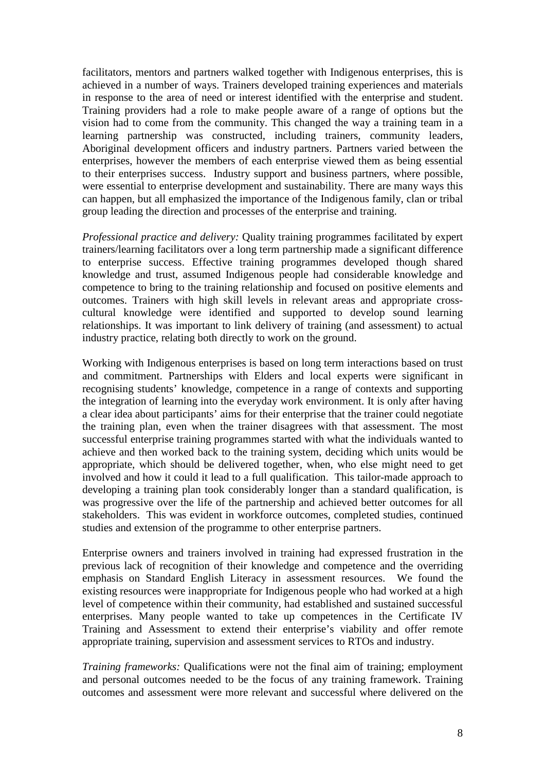facilitators, mentors and partners walked together with Indigenous enterprises, this is achieved in a number of ways. Trainers developed training experiences and materials in response to the area of need or interest identified with the enterprise and student. Training providers had a role to make people aware of a range of options but the vision had to come from the community. This changed the way a training team in a learning partnership was constructed, including trainers, community leaders, Aboriginal development officers and industry partners. Partners varied between the enterprises, however the members of each enterprise viewed them as being essential to their enterprises success. Industry support and business partners, where possible, were essential to enterprise development and sustainability. There are many ways this can happen, but all emphasized the importance of the Indigenous family, clan or tribal group leading the direction and processes of the enterprise and training.

*Professional practice and delivery:* Quality training programmes facilitated by expert trainers/learning facilitators over a long term partnership made a significant difference to enterprise success. Effective training programmes developed though shared knowledge and trust, assumed Indigenous people had considerable knowledge and competence to bring to the training relationship and focused on positive elements and outcomes. Trainers with high skill levels in relevant areas and appropriate cross-cultural knowledge were identified and supported to develop sound learning relationships. It was important to link delivery of training (and assessment) to actual industry practice, relating both directly to work on the ground.

Working with Indigenous enterprises is based on long term interactions based on trust and commitment. Partnerships with Elders and local experts were significant in recognising students' knowledge, competence in a range of contexts and supporting the integration of learning into the everyday work environment. It is only after having a clear idea about participants' aims for their enterprise that the trainer could negotiate the training plan, even when the trainer disagrees with that assessment. The most successful enterprise training programmes started with what the individuals wanted to achieve and then worked back to the training system, deciding which units would be appropriate, which should be delivered together, when, who else might need to get involved and how it could it lead to a full qualification. This tailor-made approach to developing a training plan took considerably longer than a standard qualification, is was progressive over the life of the partnership and achieved better outcomes for all stakeholders. This was evident in workforce outcomes, completed studies, continued studies and extension of the programme to other enterprise partners.

Enterprise owners and trainers involved in training had expressed frustration in the previous lack of recognition of their knowledge and competence and the overriding emphasis on Standard English Literacy in assessment resources. We found the existing resources were inappropriate for Indigenous people who had worked at a high level of competence within their community, had established and sustained successful enterprises. Many people wanted to take up competences in the Certificate IV Training and Assessment to extend their enterprise's viability and offer remote appropriate training, supervision and assessment services to RTOs and industry.

*Training frameworks:* Qualifications were not the final aim of training; employment and personal outcomes needed to be the focus of any training framework. Training outcomes and assessment were more relevant and successful where delivered on the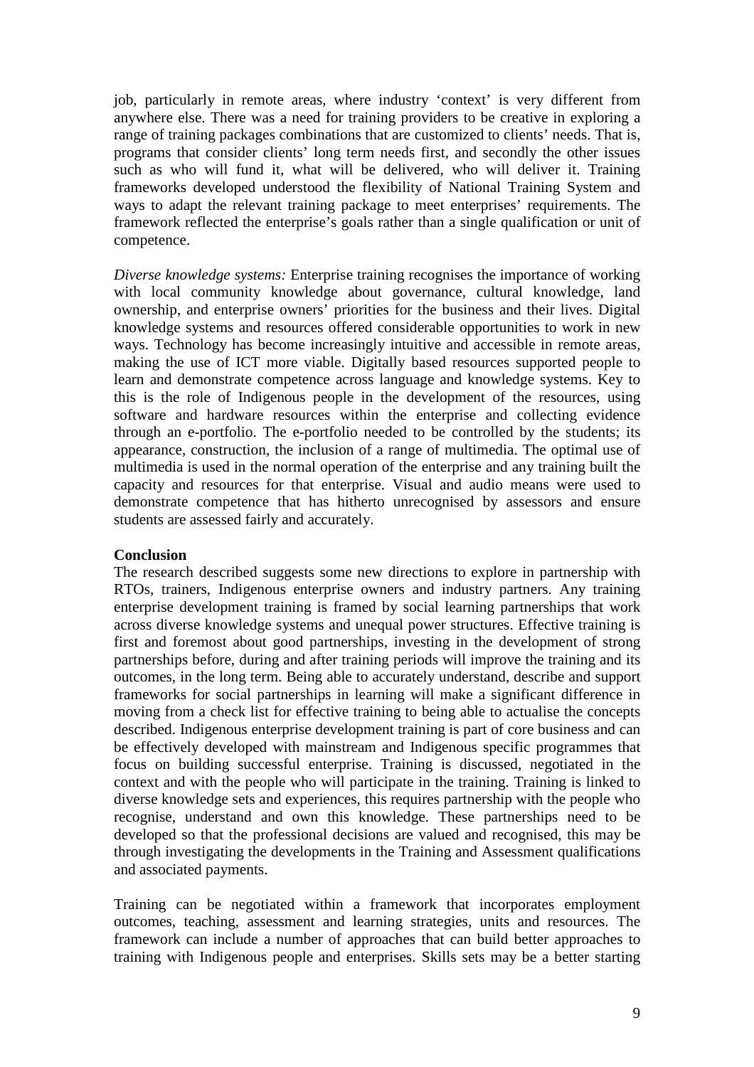job, particularly in remote areas, where industry 'context' is very different from anywhere else. There was a need for training providers to be creative in exploring a range of training packages combinations that are customized to clients' needs. That is, programs that consider clients' long term needs first, and secondly the other issues such as who will fund it, what will be delivered, who will deliver it. Training frameworks developed understood the flexibility of National Training System and ways to adapt the relevant training package to meet enterprises' requirements. The framework reflected the enterprise's goals rather than a single qualification or unit of competence.

*Diverse knowledge systems:* Enterprise training recognises the importance of working with local community knowledge about governance, cultural knowledge, land ownership, and enterprise owners' priorities for the business and their lives. Digital knowledge systems and resources offered considerable opportunities to work in new ways. Technology has become increasingly intuitive and accessible in remote areas, making the use of ICT more viable. Digitally based resources supported people to learn and demonstrate competence across language and knowledge systems. Key to this is the role of Indigenous people in the development of the resources, using software and hardware resources within the enterprise and collecting evidence through an e-portfolio. The e-portfolio needed to be controlled by the students; its appearance, construction, the inclusion of a range of multimedia. The optimal use of multimedia is used in the normal operation of the enterprise and any training built the capacity and resources for that enterprise. Visual and audio means were used to demonstrate competence that has hitherto unrecognised by assessors and ensure students are assessed fairly and accurately.

**Conclusion**

The research described suggests some new directions to explore in partnership with RTOs, trainers, Indigenous enterprise owners and industry partners. Any training enterprise development training is framed by social learning partnerships that work across diverse knowledge systems and unequal power structures. Effective training is first and foremost about good partnerships, investing in the development of strong partnerships before, during and after training periods will improve the training and its outcomes, in the long term. Being able to accurately understand, describe and support frameworks for social partnerships in learning will make a significant difference in moving from a check list for effective training to being able to actualise the concepts described. Indigenous enterprise development training is part of core business and can be effectively developed with mainstream and Indigenous specific programmes that focus on building successful enterprise. Training is discussed, negotiated in the context and with the people who will participate in the training. Training is linked to diverse knowledge sets and experiences, this requires partnership with the people who recognise, understand and own this knowledge. These partnerships need to be developed so that the professional decisions are valued and recognised, this may be through investigating the developments in the Training and Assessment qualifications and associated payments.

Training can be negotiated within a framework that incorporates employment outcomes, teaching, assessment and learning strategies, units and resources. The framework can include a number of approaches that can build better approaches to training with Indigenous people and enterprises. Skills sets may be a better starting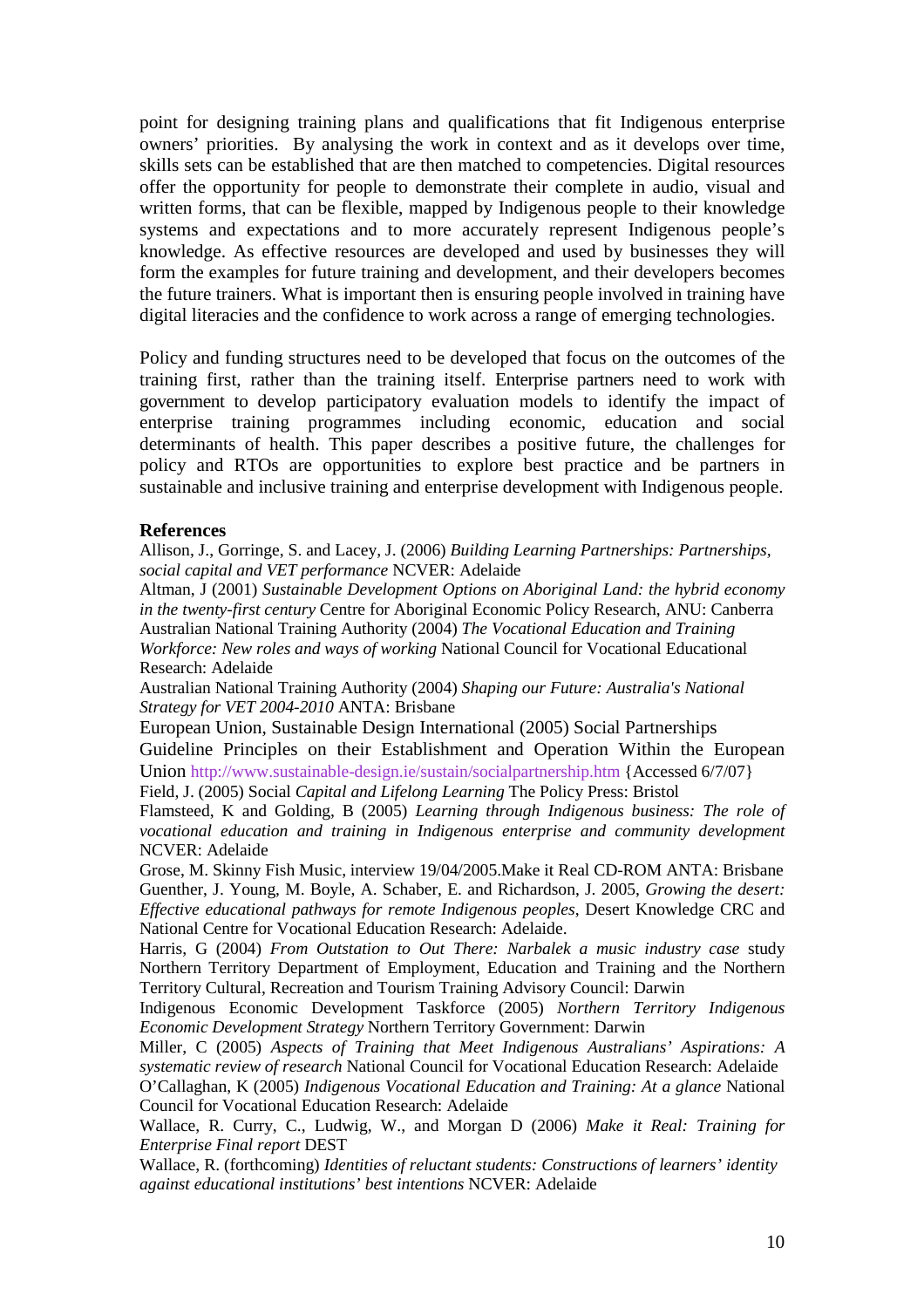point for designing training plans and qualifications that fit Indigenous enterprise owners' priorities. By analysing the work in context and as it develops over time, skills sets can be established that are then matched to competencies. Digital resources offer the opportunity for people to demonstrate their complete in audio, visual and written forms, that can be flexible, mapped by Indigenous people to their knowledge systems and expectations and to more accurately represent Indigenous people's knowledge. As effective resources are developed and used by businesses they will form the examples for future training and development, and their developers becomes the future trainers. What is important then is ensuring people involved in training have digital literacies and the confidence to work across a range of emerging technologies.

Policy and funding structures need to be developed that focus on the outcomes of the training first, rather than the training itself. Enterprise partners need to work with government to develop participatory evaluation models to identify the impact of enterprise training programmes including economic, education and social determinants of health. This paper describes a positive future, the challenges for policy and RTOs are opportunities to explore best practice and be partners in sustainable and inclusive training and enterprise development with Indigenous people.

**References**

Allison, J., Gorringe, S. and Lacey, J. (2006) *Building Learning Partnerships: Partnerships, social capital and VET performance* NCVER: Adelaide

Altman, J (2001) *Sustainable Development Options on Aboriginal Land: the hybrid economy in the twenty-first century* Centre for Aboriginal Economic Policy Research, ANU: Canberra

Australian National Training Authority (2004) *The Vocational Education and Training Workforce: New roles and ways of working* National Council for Vocational Educational Research: Adelaide

Australian National Training Authority (2004) *Shaping our Future: Australia's National Strategy for VET 2004-2010* ANTA: Brisbane

European Union, Sustainable Design International (2005) Social Partnerships Guideline Principles on their Establishment and Operation Within the European Union http://www.sustainable-design.ie/sustain/socialpartnership.htm {Accessed 6/7/07}

Field, J. (2005) Social *Capital and Lifelong Learning* The Policy Press: Bristol

Flamsteed, K and Golding, B (2005) *Learning through Indigenous business: The role of vocational education and training in Indigenous enterprise and community development* NCVER: Adelaide

Grose, M. Skinny Fish Music, interview 19/04/2005.Make it Real CD-ROM ANTA: Brisbane

Guenther, J. Young, M. Boyle, A. Schaber, E. and Richardson, J. 2005, *Growing the desert: Effective educational pathways for remote Indigenous peoples*, Desert Knowledge CRC and National Centre for Vocational Education Research: Adelaide.

Harris, G (2004) *From Outstation to Out There: Narbalek a music industry case* study Northern Territory Department of Employment, Education and Training and the Northern Territory Cultural, Recreation and Tourism Training Advisory Council: Darwin

Indigenous Economic Development Taskforce (2005) *Northern Territory Indigenous Economic Development Strategy* Northern Territory Government: Darwin

Miller, C (2005) *Aspects of Training that Meet Indigenous Australians' Aspirations: A systematic review of research* National Council for Vocational Education Research: Adelaide

O'Callaghan, K (2005) *Indigenous Vocational Education and Training: At a glance* National Council for Vocational Education Research: Adelaide

Wallace, R. Curry, C., Ludwig, W., and Morgan D (2006) *Make it Real: Training for Enterprise Final report* DEST

Wallace, R. (forthcoming) *Identities of reluctant students: Constructions of learners' identity against educational institutions' best intentions* NCVER: Adelaide